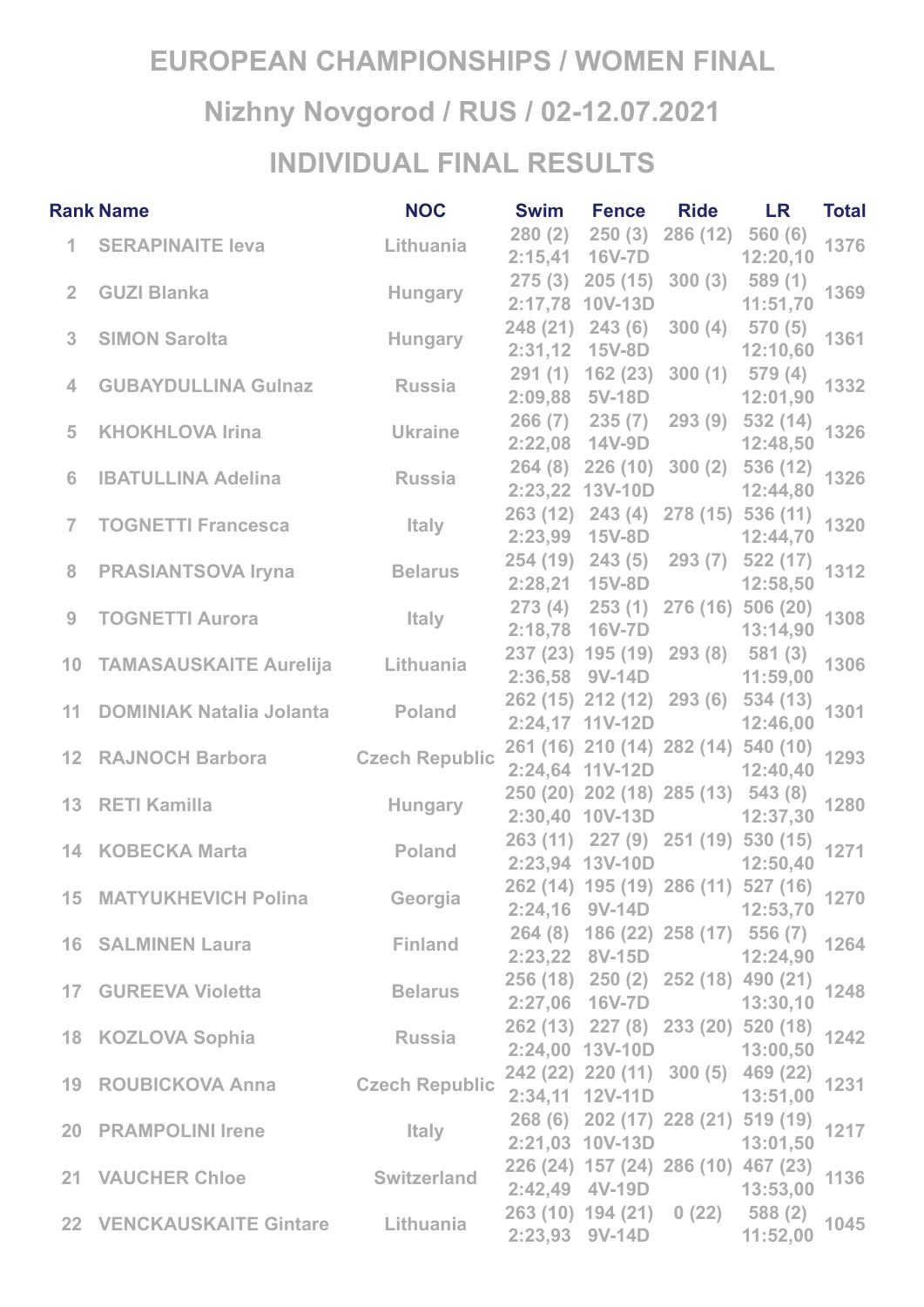# EUROPEAN CHAMPIONSHIPS / WOMEN FINAL

## Nizhny Novgorod / RUS / 02-12.07.2021

## INDIVIDUAL FINAL RESULTS

| Rank | Name | NOC | Swim | Fence | Ride | LR | Total |
|---|---|---|---|---|---|---|---|
| 1 | SERAPINAITE Ieva | Lithuania | 280 (2) 2:15,41 | 250 (3) 16V-7D | 286 (12) | 560 (6) 12:20,10 | 1376 |
| 2 | GUZI Blanka | Hungary | 275 (3) 2:17,78 | 205 (15) 10V-13D | 300 (3) | 589 (1) 11:51,70 | 1369 |
| 3 | SIMON Sarolta | Hungary | 248 (21) 2:31,12 | 243 (6) 15V-8D | 300 (4) | 570 (5) 12:10,60 | 1361 |
| 4 | GUBAYDULLINA Gulnaz | Russia | 291 (1) 2:09,88 | 162 (23) 5V-18D | 300 (1) | 579 (4) 12:01,90 | 1332 |
| 5 | KHOKHLOVA Irina | Ukraine | 266 (7) 2:22,08 | 235 (7) 14V-9D | 293 (9) | 532 (14) 12:48,50 | 1326 |
| 6 | IBATULLINA Adelina | Russia | 264 (8) 2:23,22 | 226 (10) 13V-10D | 300 (2) | 536 (12) 12:44,80 | 1326 |
| 7 | TOGNETTI Francesca | Italy | 263 (12) 2:23,99 | 243 (4) 15V-8D | 278 (15) | 536 (11) 12:44,70 | 1320 |
| 8 | PRASIANTSOVA Iryna | Belarus | 254 (19) 2:28,21 | 243 (5) 15V-8D | 293 (7) | 522 (17) 12:58,50 | 1312 |
| 9 | TOGNETTI Aurora | Italy | 273 (4) 2:18,78 | 253 (1) 16V-7D | 276 (16) | 506 (20) 13:14,90 | 1308 |
| 10 | TAMASAUSKAITE Aurelija | Lithuania | 237 (23) 2:36,58 | 195 (19) 9V-14D | 293 (8) | 581 (3) 11:59,00 | 1306 |
| 11 | DOMINIAK Natalia Jolanta | Poland | 262 (15) 2:24,17 | 212 (12) 11V-12D | 293 (6) | 534 (13) 12:46,00 | 1301 |
| 12 | RAJNOCH Barbora | Czech Republic | 261 (16) 2:24,64 | 210 (14) 11V-12D | 282 (14) | 540 (10) 12:40,40 | 1293 |
| 13 | RETI Kamilla | Hungary | 250 (20) 2:30,40 | 202 (18) 10V-13D | 285 (13) | 543 (8) 12:37,30 | 1280 |
| 14 | KOBECKA Marta | Poland | 263 (11) 2:23,94 | 227 (9) 13V-10D | 251 (19) | 530 (15) 12:50,40 | 1271 |
| 15 | MATYUKHEVICH Polina | Georgia | 262 (14) 2:24,16 | 195 (19) 9V-14D | 286 (11) | 527 (16) 12:53,70 | 1270 |
| 16 | SALMINEN Laura | Finland | 264 (8) 2:23,22 | 186 (22) 8V-15D | 258 (17) | 556 (7) 12:24,90 | 1264 |
| 17 | GUREEVA Violetta | Belarus | 256 (18) 2:27,06 | 250 (2) 16V-7D | 252 (18) | 490 (21) 13:30,10 | 1248 |
| 18 | KOZLOVA Sophia | Russia | 262 (13) 2:24,00 | 227 (8) 13V-10D | 233 (20) | 520 (18) 13:00,50 | 1242 |
| 19 | ROUBICKOVA Anna | Czech Republic | 242 (22) 2:34,11 | 220 (11) 12V-11D | 300 (5) | 469 (22) 13:51,00 | 1231 |
| 20 | PRAMPOLINI Irene | Italy | 268 (6) 2:21,03 | 202 (17) 10V-13D | 228 (21) | 519 (19) 13:01,50 | 1217 |
| 21 | VAUCHER Chloe | Switzerland | 226 (24) 2:42,49 | 157 (24) 4V-19D | 286 (10) | 467 (23) 13:53,00 | 1136 |
| 22 | VENCKAUSKAITE Gintare | Lithuania | 263 (10) 2:23,93 | 194 (21) 9V-14D | 0 (22) | 588 (2) 11:52,00 | 1045 |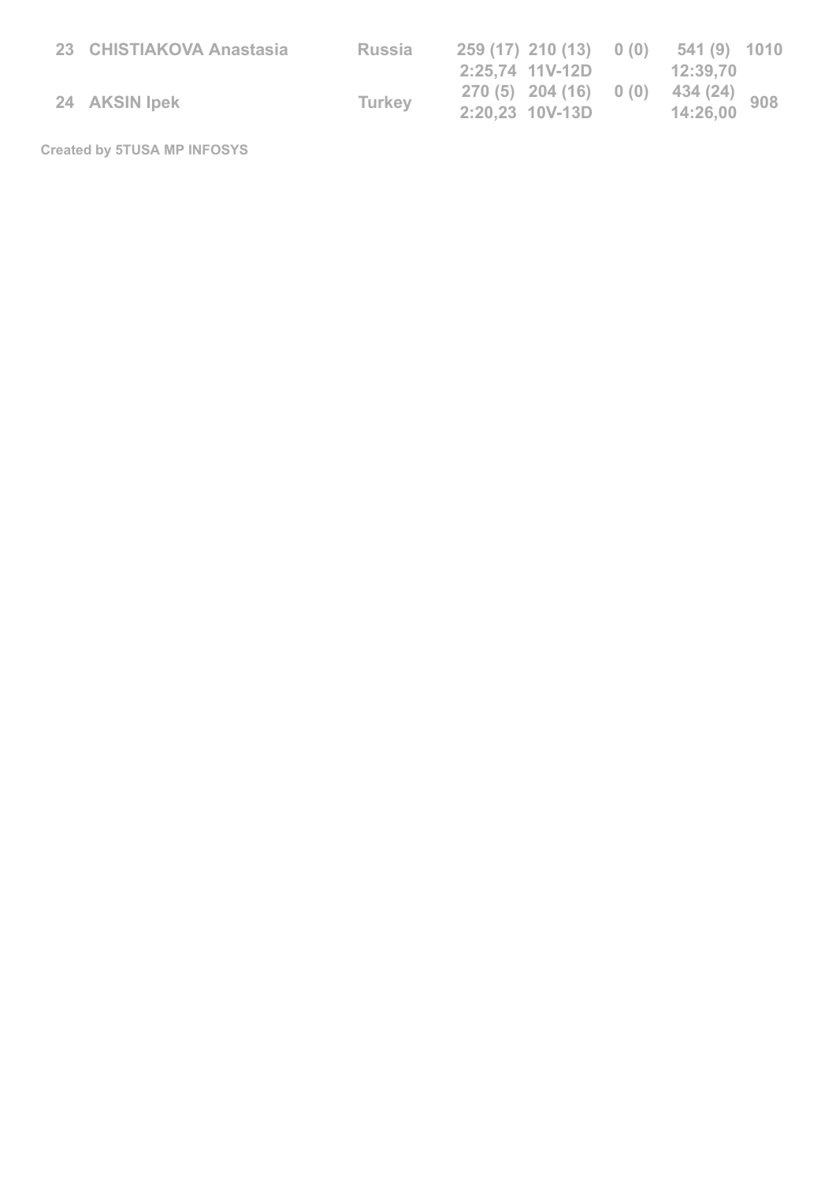| | | | | | | | |
|---|---|---|---|---|---|---|---|
| 23 | CHISTIAKOVA Anastasia | Russia | 259 (17) 2:25,74 | 210 (13) 11V-12D | 0 (0) | 541 (9) 12:39,70 | 1010 |
| 24 | AKSIN Ipek | Turkey | 270 (5) 2:20,23 | 204 (16) 10V-13D | 0 (0) | 434 (24) 14:26,00 | 908 |

Created by 5TUSA MP INFOSYS